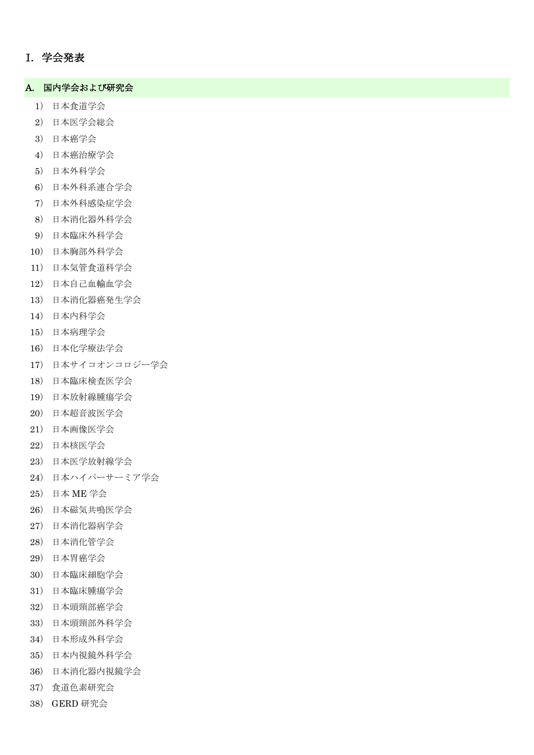# I. 学会発表

## A. 国内学会および研究会

1) 日本食道学会
2) 日本医学会総会
3) 日本癌学会
4) 日本癌治療学会
5) 日本外科学会
6) 日本外科系連合学会
7) 日本外科感染症学会
8) 日本消化器外科学会
9) 日本臨床外科学会
10) 日本胸部外科学会
11) 日本気管食道科学会
12) 日本自己血輸血学会
13) 日本消化器癌発生学会
14) 日本内科学会
15) 日本病理学会
16) 日本化学療法学会
17) 日本サイコオンコロジー学会
18) 日本臨床検査医学会
19) 日本放射線腫瘍学会
20) 日本超音波医学会
21) 日本画像医学会
22) 日本核医学会
23) 日本医学放射線学会
24) 日本ハイパーサーミア学会
25) 日本 ME 学会
26) 日本磁気共鳴医学会
27) 日本消化器病学会
28) 日本消化管学会
29) 日本胃癌学会
30) 日本臨床細胞学会
31) 日本臨床腫瘍学会
32) 日本頭頸部癌学会
33) 日本頭頸部外科学会
34) 日本形成外科学会
35) 日本内視鏡外科学会
36) 日本消化器内視鏡学会
37) 食道色素研究会
38) GERD 研究会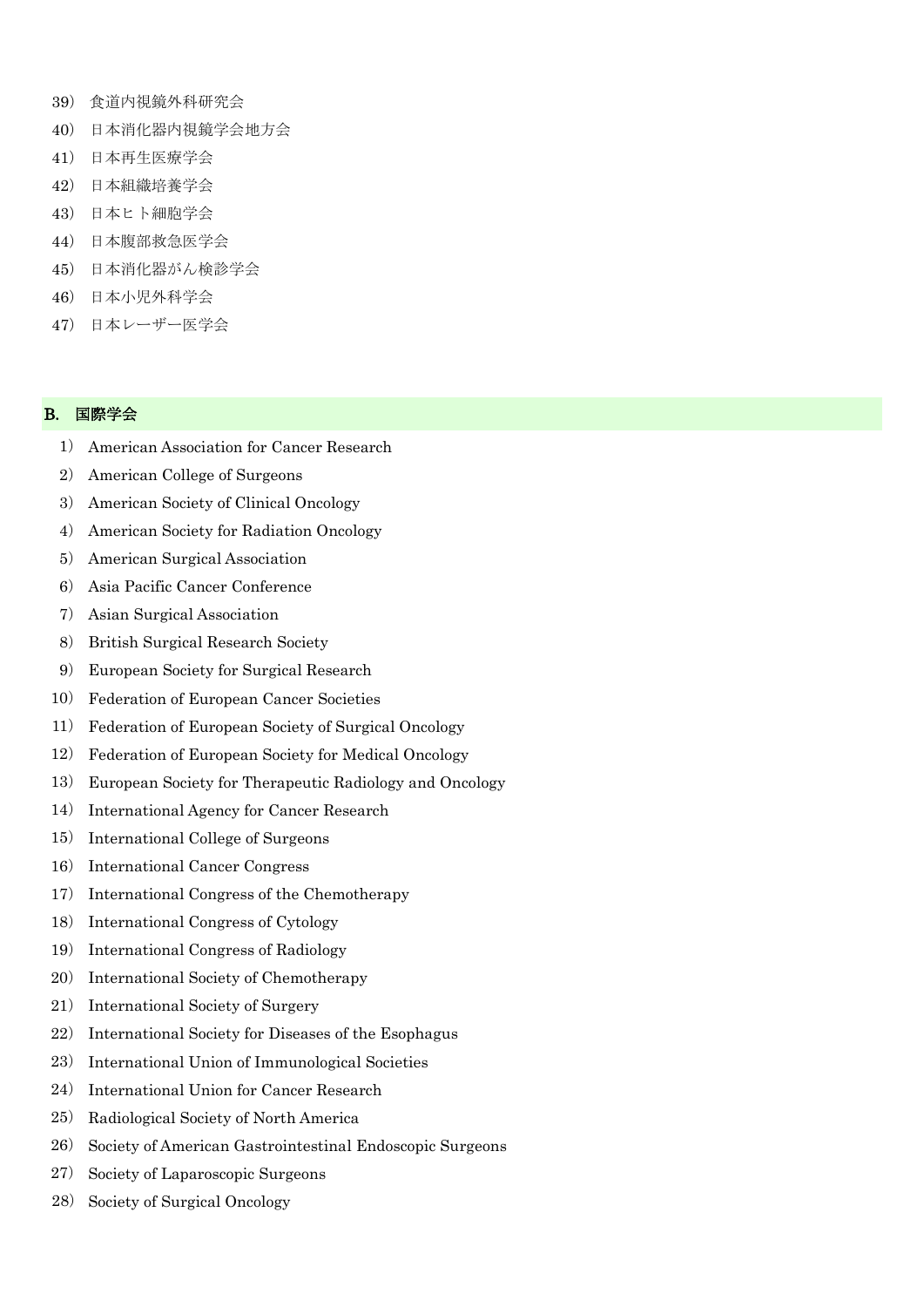39） 食道内視鏡外科研究会
40） 日本消化器内視鏡学会地方会
41） 日本再生医療学会
42） 日本組織培養学会
43） 日本ヒト細胞学会
44） 日本腹部救急医学会
45） 日本消化器がん検診学会
46） 日本小児外科学会
47） 日本レーザー医学会

## B. 国際学会

1） American Association for Cancer Research
2） American College of Surgeons
3） American Society of Clinical Oncology
4） American Society for Radiation Oncology
5） American Surgical Association
6） Asia Pacific Cancer Conference
7） Asian Surgical Association
8） British Surgical Research Society
9） European Society for Surgical Research
10） Federation of European Cancer Societies
11） Federation of European Society of Surgical Oncology
12） Federation of European Society for Medical Oncology
13） European Society for Therapeutic Radiology and Oncology
14） International Agency for Cancer Research
15） International College of Surgeons
16） International Cancer Congress
17） International Congress of the Chemotherapy
18） International Congress of Cytology
19） International Congress of Radiology
20） International Society of Chemotherapy
21） International Society of Surgery
22） International Society for Diseases of the Esophagus
23） International Union of Immunological Societies
24） International Union for Cancer Research
25） Radiological Society of North America
26） Society of American Gastrointestinal Endoscopic Surgeons
27） Society of Laparoscopic Surgeons
28） Society of Surgical Oncology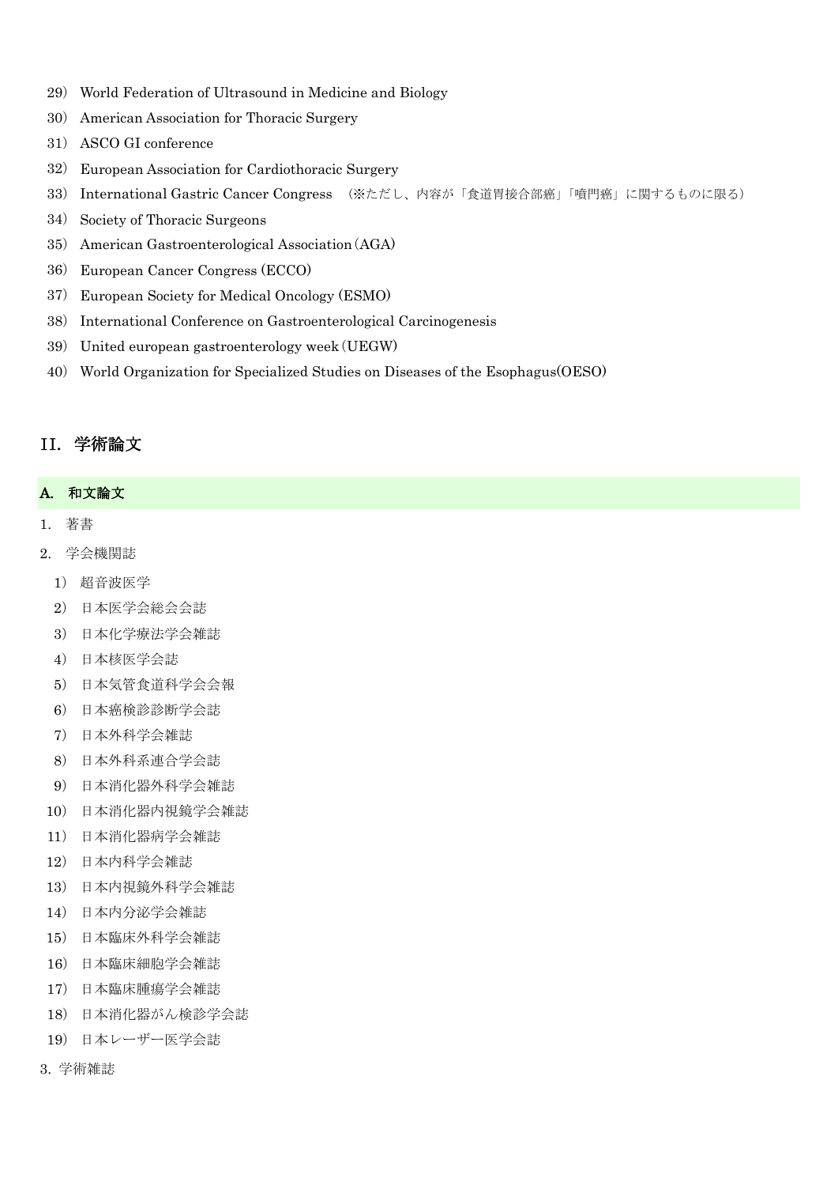29） World Federation of Ultrasound in Medicine and Biology

30） American Association for Thoracic Surgery

31） ASCO GI conference

32） European Association for Cardiothoracic Surgery

33） International Gastric Cancer Congress （※ただし、内容が「食道胃接合部癌」「噴門癌」に関するものに限る）

34） Society of Thoracic Surgeons

35） American Gastroenterological Association（AGA）

36） European Cancer Congress (ECCO)

37） European Society for Medical Oncology (ESMO)

38） International Conference on Gastroenterological Carcinogenesis

39） United european gastroenterology week（UEGW）

40） World Organization for Specialized Studies on Diseases of the Esophagus(OESO)

## II. 学術論文

### A. 和文論文

1. 著書

2. 学会機関誌

1） 超音波医学

2） 日本医学会総会会誌

3） 日本化学療法学会雑誌

4） 日本核医学会誌

5） 日本気管食道科学会会報

6） 日本癌検診診断学会誌

7） 日本外科学会雑誌

8） 日本外科系連合学会誌

9） 日本消化器外科学会雑誌

10） 日本消化器内視鏡学会雑誌

11） 日本消化器病学会雑誌

12） 日本内科学会雑誌

13） 日本内視鏡外科学会雑誌

14） 日本内分泌学会雑誌

15） 日本臨床外科学会雑誌

16） 日本臨床細胞学会雑誌

17） 日本臨床腫瘍学会雑誌

18） 日本消化器がん検診学会誌

19） 日本レーザー医学会誌

3. 学術雑誌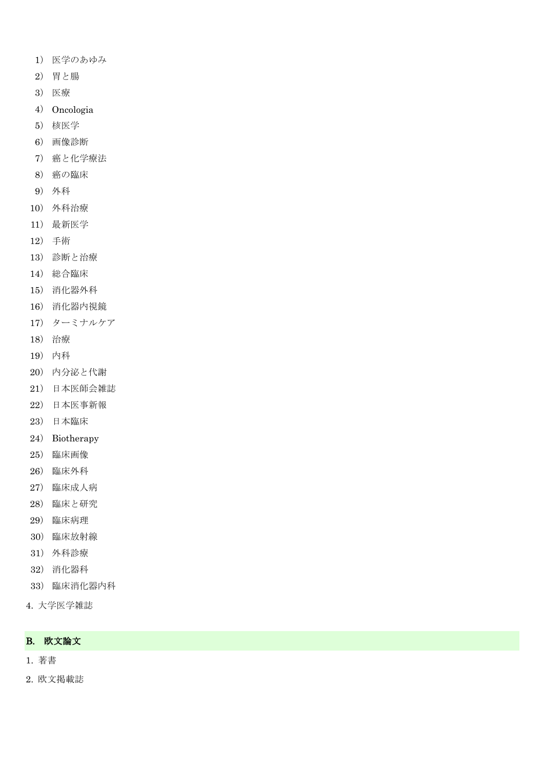1）医学のあゆみ
2）胃と腸
3）医療
4）Oncologia
5）核医学
6）画像診断
7）癌と化学療法
8）癌の臨床
9）外科
10）外科治療
11）最新医学
12）手術
13）診断と治療
14）総合臨床
15）消化器外科
16）消化器内視鏡
17）ターミナルケア
18）治療
19）内科
20）内分泌と代謝
21）日本医師会雑誌
22）日本医事新報
23）日本臨床
24）Biotherapy
25）臨床画像
26）臨床外科
27）臨床成人病
28）臨床と研究
29）臨床病理
30）臨床放射線
31）外科診療
32）消化器科
33）臨床消化器内科

4. 大学医学雑誌

## B. 欧文論文

1. 著書
2. 欧文掲載誌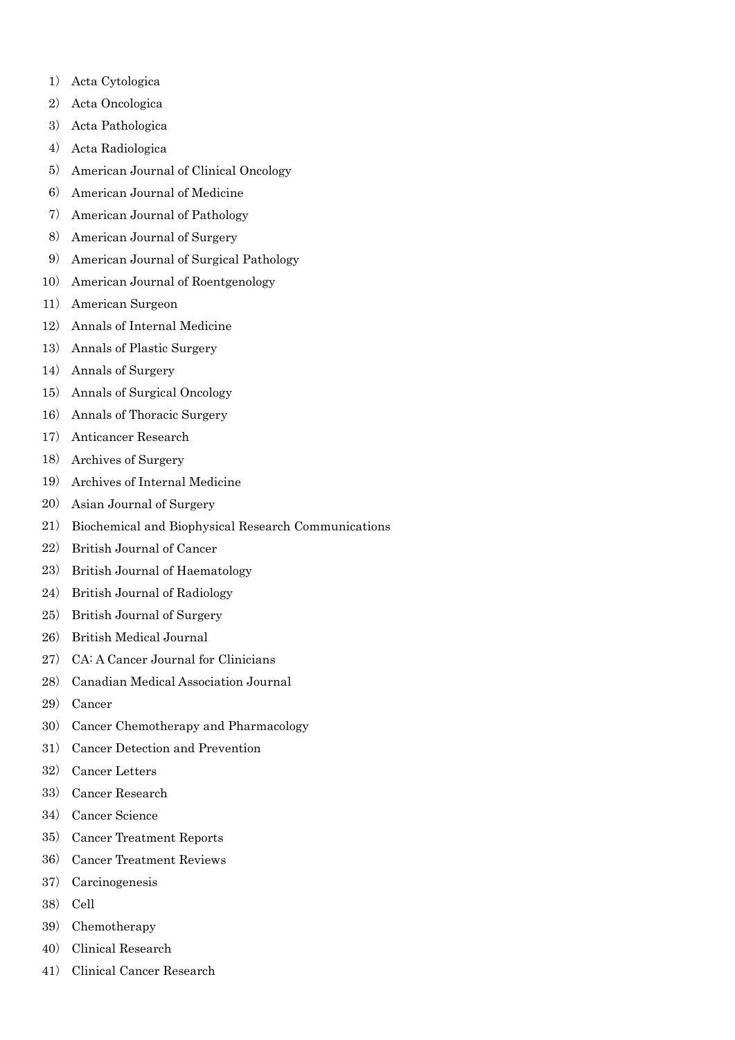1） Acta Cytologica
2） Acta Oncologica
3） Acta Pathologica
4） Acta Radiologica
5） American Journal of Clinical Oncology
6） American Journal of Medicine
7） American Journal of Pathology
8） American Journal of Surgery
9） American Journal of Surgical Pathology
10） American Journal of Roentgenology
11） American Surgeon
12） Annals of Internal Medicine
13） Annals of Plastic Surgery
14） Annals of Surgery
15） Annals of Surgical Oncology
16） Annals of Thoracic Surgery
17） Anticancer Research
18） Archives of Surgery
19） Archives of Internal Medicine
20） Asian Journal of Surgery
21） Biochemical and Biophysical Research Communications
22） British Journal of Cancer
23） British Journal of Haematology
24） British Journal of Radiology
25） British Journal of Surgery
26） British Medical Journal
27） CA: A Cancer Journal for Clinicians
28） Canadian Medical Association Journal
29） Cancer
30） Cancer Chemotherapy and Pharmacology
31） Cancer Detection and Prevention
32） Cancer Letters
33） Cancer Research
34） Cancer Science
35） Cancer Treatment Reports
36） Cancer Treatment Reviews
37） Carcinogenesis
38） Cell
39） Chemotherapy
40） Clinical Research
41） Clinical Cancer Research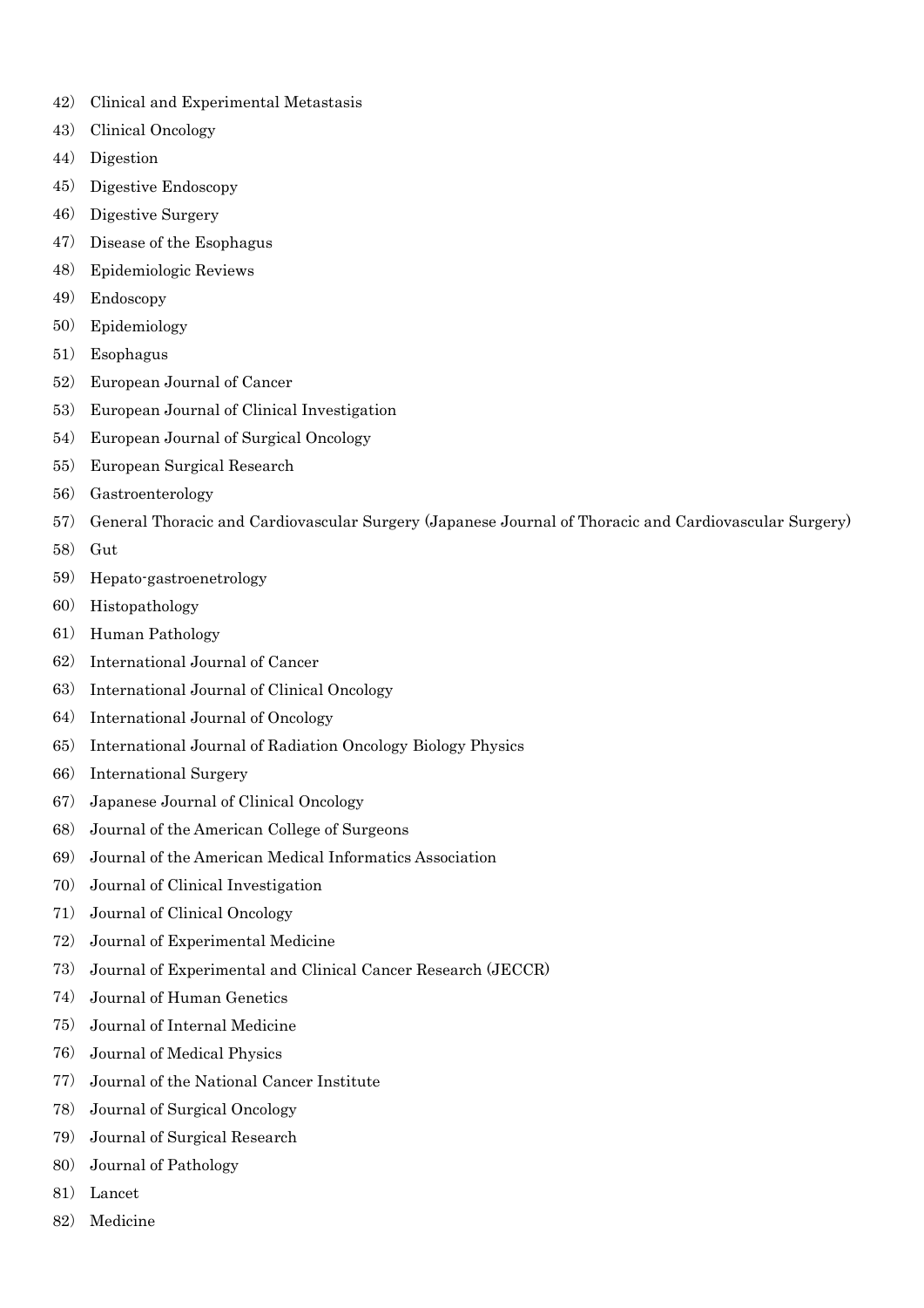42） Clinical and Experimental Metastasis

43） Clinical Oncology

44） Digestion

45） Digestive Endoscopy

46） Digestive Surgery

47） Disease of the Esophagus

48） Epidemiologic Reviews

49） Endoscopy

50） Epidemiology

51） Esophagus

52） European Journal of Cancer

53） European Journal of Clinical Investigation

54） European Journal of Surgical Oncology

55） European Surgical Research

56） Gastroenterology

57） General Thoracic and Cardiovascular Surgery (Japanese Journal of Thoracic and Cardiovascular Surgery)

58） Gut

59） Hepato-gastroenetrology

60） Histopathology

61） Human Pathology

62） International Journal of Cancer

63） International Journal of Clinical Oncology

64） International Journal of Oncology

65） International Journal of Radiation Oncology Biology Physics

66） International Surgery

67） Japanese Journal of Clinical Oncology

68） Journal of the American College of Surgeons

69） Journal of the American Medical Informatics Association

70） Journal of Clinical Investigation

71） Journal of Clinical Oncology

72） Journal of Experimental Medicine

73） Journal of Experimental and Clinical Cancer Research (JECCR)

74） Journal of Human Genetics

75） Journal of Internal Medicine

76） Journal of Medical Physics

77） Journal of the National Cancer Institute

78） Journal of Surgical Oncology

79） Journal of Surgical Research

80） Journal of Pathology

81） Lancet

82） Medicine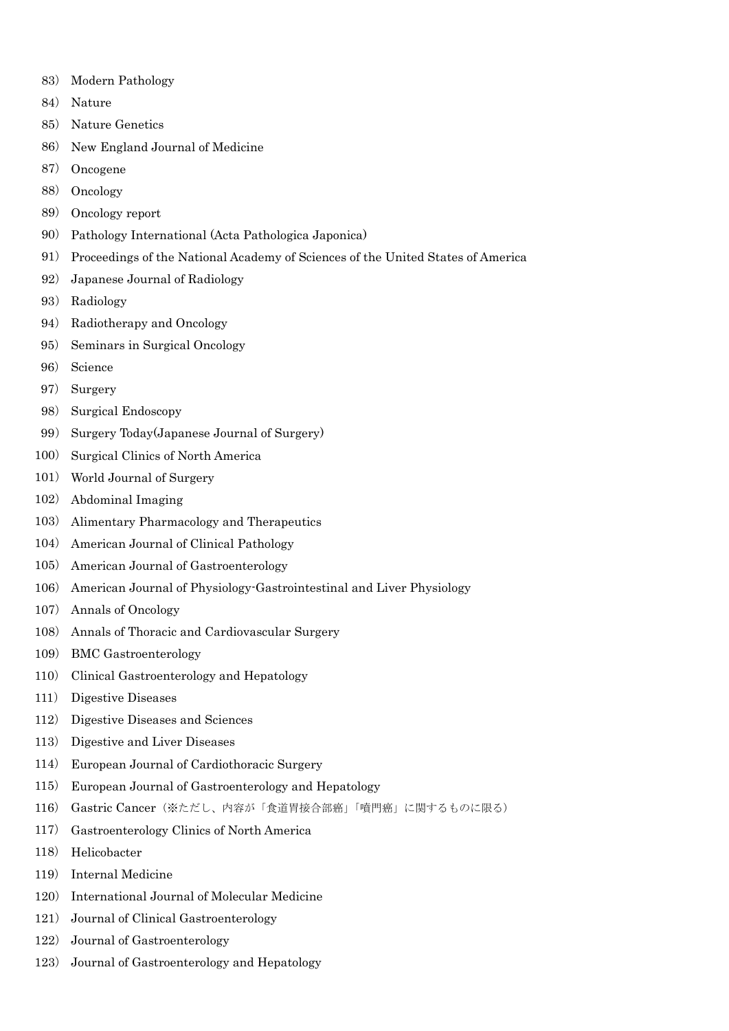83） Modern Pathology
84） Nature
85） Nature Genetics
86） New England Journal of Medicine
87） Oncogene
88） Oncology
89） Oncology report
90） Pathology International (Acta Pathologica Japonica)
91） Proceedings of the National Academy of Sciences of the United States of America
92） Japanese Journal of Radiology
93） Radiology
94） Radiotherapy and Oncology
95） Seminars in Surgical Oncology
96） Science
97） Surgery
98） Surgical Endoscopy
99） Surgery Today(Japanese Journal of Surgery)
100） Surgical Clinics of North America
101） World Journal of Surgery
102） Abdominal Imaging
103） Alimentary Pharmacology and Therapeutics
104） American Journal of Clinical Pathology
105） American Journal of Gastroenterology
106） American Journal of Physiology-Gastrointestinal and Liver Physiology
107） Annals of Oncology
108） Annals of Thoracic and Cardiovascular Surgery
109） BMC Gastroenterology
110） Clinical Gastroenterology and Hepatology
111） Digestive Diseases
112） Digestive Diseases and Sciences
113） Digestive and Liver Diseases
114） European Journal of Cardiothoracic Surgery
115） European Journal of Gastroenterology and Hepatology
116） Gastric Cancer（※ただし、内容が「食道胃接合部癌」「噴門癌」に関するものに限る）
117） Gastroenterology Clinics of North America
118） Helicobacter
119） Internal Medicine
120） International Journal of Molecular Medicine
121） Journal of Clinical Gastroenterology
122） Journal of Gastroenterology
123） Journal of Gastroenterology and Hepatology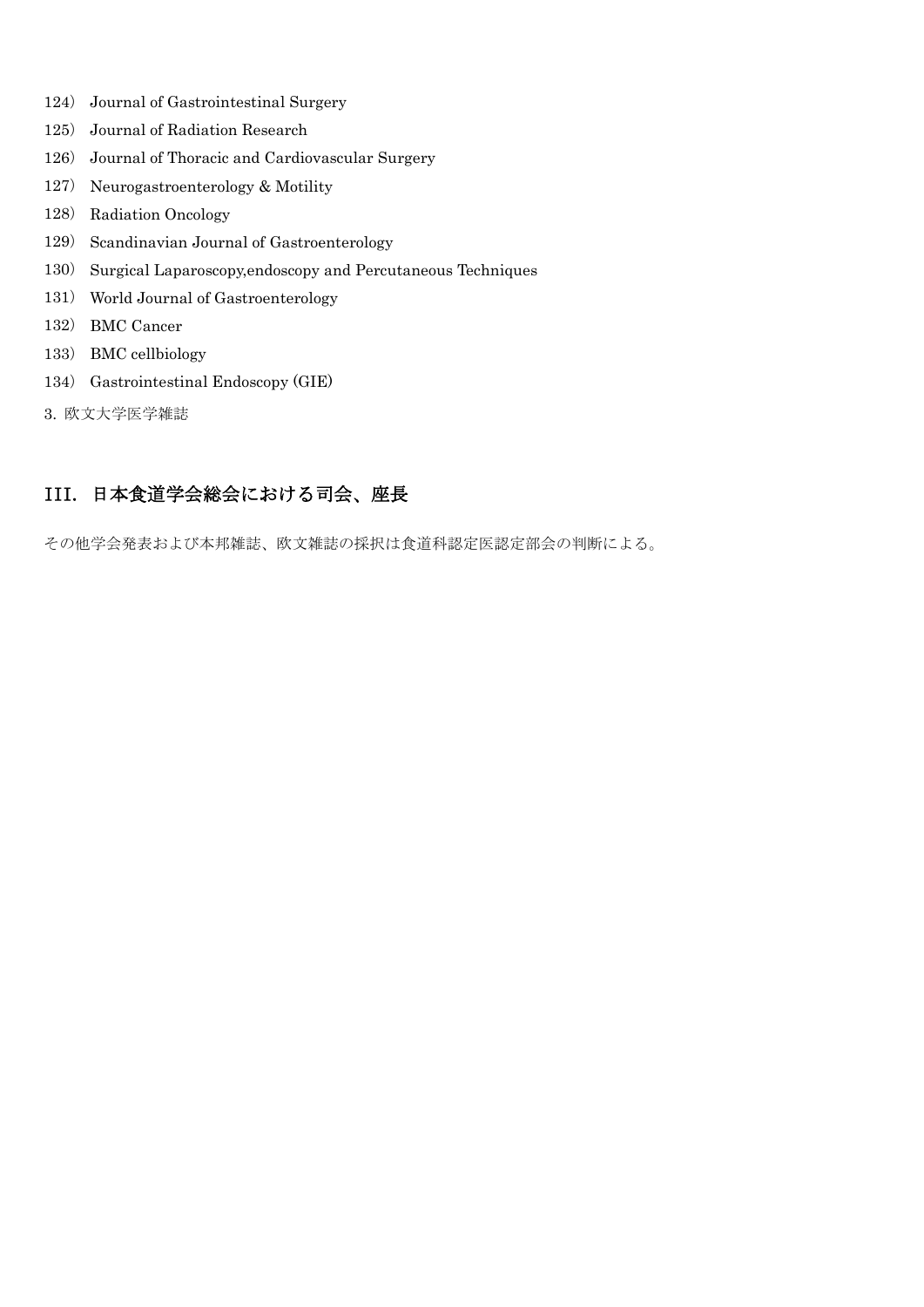124） Journal of Gastrointestinal Surgery

125） Journal of Radiation Research

126） Journal of Thoracic and Cardiovascular Surgery

127） Neurogastroenterology & Motility

128） Radiation Oncology

129） Scandinavian Journal of Gastroenterology

130） Surgical Laparoscopy,endoscopy and Percutaneous Techniques

131） World Journal of Gastroenterology

132） BMC Cancer

133） BMC cellbiology

134） Gastrointestinal Endoscopy (GIE)

3. 欧文大学医学雑誌

## III. 日本食道学会総会における司会、座長

その他学会発表および本邦雑誌、欧文雑誌の採択は食道科認定医認定部会の判断による。